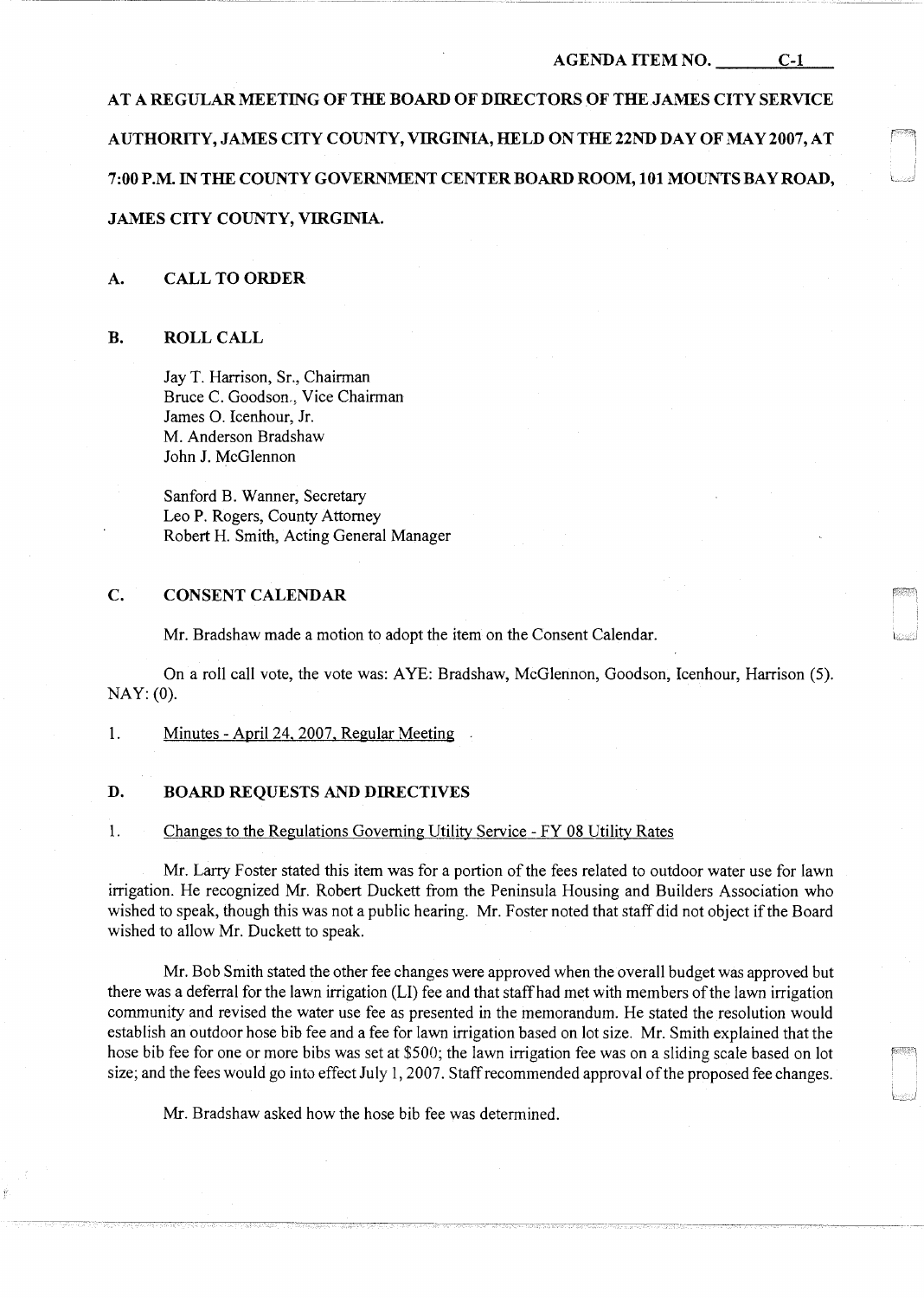**AGENDA ITEM NO. C-1**

**AT A REGULAR MEETING OF THE BOARD OF DIRECTORS OF THE JAMES CITY SERVICE AUTHORITY, JAMES CITY COUNTY, VIRGINIA, HELD ON THE 22ND DAY OF MAY 2007, AT 7:00 P.M. IN THE COUNTY GOVERNMENT CENTER BOARD ROOM, 101 MOUNTS BAY ROAD, JAMES CITY COUNTY, VIRGINIA.**

## A. CALL TO ORDER

## B. ROLL CALL

Jay T. Harrison, Sr., Chairman
Bruce C. Goodson, Vice Chairman
James O. Icenhour, Jr.
M. Anderson Bradshaw
John J. McGlennon

Sanford B. Wanner, Secretary
Leo P. Rogers, County Attorney
Robert H. Smith, Acting General Manager

## C. CONSENT CALENDAR

Mr. Bradshaw made a motion to adopt the item on the Consent Calendar.

On a roll call vote, the vote was: AYE: Bradshaw, McGlennon, Goodson, Icenhour, Harrison (5). NAY: (0).

1. Minutes - April 24, 2007, Regular Meeting

## D. BOARD REQUESTS AND DIRECTIVES

1. Changes to the Regulations Governing Utility Service - FY 08 Utility Rates

Mr. Larry Foster stated this item was for a portion of the fees related to outdoor water use for lawn irrigation. He recognized Mr. Robert Duckett from the Peninsula Housing and Builders Association who wished to speak, though this was not a public hearing. Mr. Foster noted that staff did not object if the Board wished to allow Mr. Duckett to speak.

Mr. Bob Smith stated the other fee changes were approved when the overall budget was approved but there was a deferral for the lawn irrigation (LI) fee and that staff had met with members of the lawn irrigation community and revised the water use fee as presented in the memorandum. He stated the resolution would establish an outdoor hose bib fee and a fee for lawn irrigation based on lot size. Mr. Smith explained that the hose bib fee for one or more bibs was set at $500; the lawn irrigation fee was on a sliding scale based on lot size; and the fees would go into effect July 1, 2007. Staff recommended approval of the proposed fee changes.

Mr. Bradshaw asked how the hose bib fee was determined.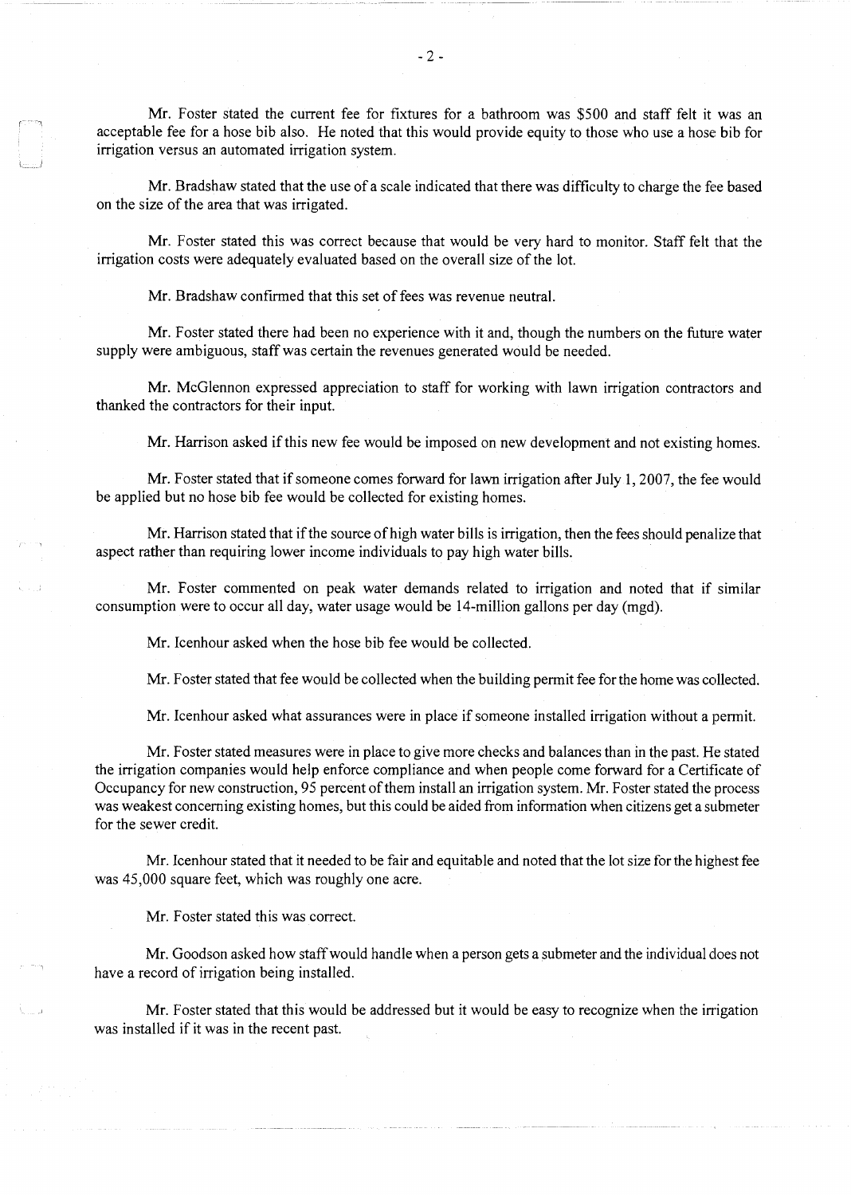Mr. Foster stated the current fee for fixtures for a bathroom was $500 and staff felt it was an acceptable fee for a hose bib also. He noted that this would provide equity to those who use a hose bib for irrigation versus an automated irrigation system.

Mr. Bradshaw stated that the use of a scale indicated that there was difficulty to charge the fee based on the size of the area that was irrigated.

Mr. Foster stated this was correct because that would be very hard to monitor. Staff felt that the irrigation costs were adequately evaluated based on the overall size of the lot.

Mr. Bradshaw confirmed that this set of fees was revenue neutral.

Mr. Foster stated there had been no experience with it and, though the numbers on the future water supply were ambiguous, staff was certain the revenues generated would be needed.

Mr. McGlennon expressed appreciation to staff for working with lawn irrigation contractors and thanked the contractors for their input.

Mr. Harrison asked if this new fee would be imposed on new development and not existing homes.

Mr. Foster stated that if someone comes forward for lawn irrigation after July 1, 2007, the fee would be applied but no hose bib fee would be collected for existing homes.

Mr. Harrison stated that if the source of high water bills is irrigation, then the fees should penalize that aspect rather than requiring lower income individuals to pay high water bills.

Mr. Foster commented on peak water demands related to irrigation and noted that if similar consumption were to occur all day, water usage would be 14-million gallons per day (mgd).

Mr. Icenhour asked when the hose bib fee would be collected.

Mr. Foster stated that fee would be collected when the building permit fee for the home was collected.

Mr. Icenhour asked what assurances were in place if someone installed irrigation without a permit.

Mr. Foster stated measures were in place to give more checks and balances than in the past. He stated the irrigation companies would help enforce compliance and when people come forward for a Certificate of Occupancy for new construction, 95 percent of them install an irrigation system. Mr. Foster stated the process was weakest concerning existing homes, but this could be aided from information when citizens get a submeter for the sewer credit.

Mr. Icenhour stated that it needed to be fair and equitable and noted that the lot size for the highest fee was 45,000 square feet, which was roughly one acre.

Mr. Foster stated this was correct.

Mr. Goodson asked how staff would handle when a person gets a submeter and the individual does not have a record of irrigation being installed.

Mr. Foster stated that this would be addressed but it would be easy to recognize when the irrigation was installed if it was in the recent past.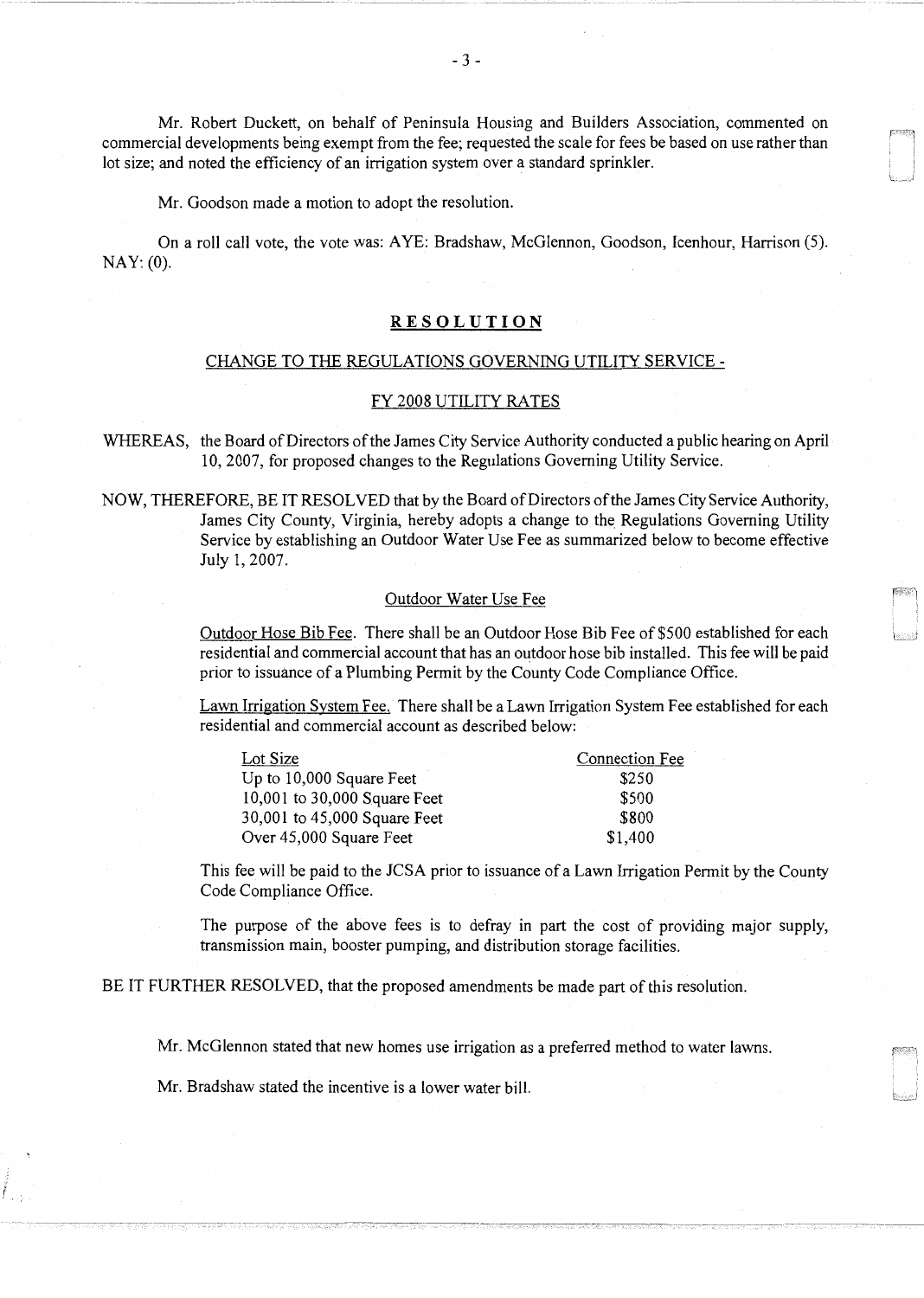Mr. Robert Duckett, on behalf of Peninsula Housing and Builders Association, commented on commercial developments being exempt from the fee; requested the scale for fees be based on use rather than lot size; and noted the efficiency of an irrigation system over a standard sprinkler.

Mr. Goodson made a motion to adopt the resolution.

On a roll call vote, the vote was: AYE: Bradshaw, McGlennon, Goodson, Icenhour, Harrison (5). NAY: (0).

## RESOLUTION

### CHANGE TO THE REGULATIONS GOVERNING UTILITY SERVICE - FY 2008 UTILITY RATES

WHEREAS, the Board of Directors of the James City Service Authority conducted a public hearing on April 10, 2007, for proposed changes to the Regulations Governing Utility Service.

NOW, THEREFORE, BE IT RESOLVED that by the Board of Directors of the James City Service Authority, James City County, Virginia, hereby adopts a change to the Regulations Governing Utility Service by establishing an Outdoor Water Use Fee as summarized below to become effective July 1, 2007.

Outdoor Water Use Fee

Outdoor Hose Bib Fee. There shall be an Outdoor Hose Bib Fee of $500 established for each residential and commercial account that has an outdoor hose bib installed. This fee will be paid prior to issuance of a Plumbing Permit by the County Code Compliance Office.

Lawn Irrigation System Fee. There shall be a Lawn Irrigation System Fee established for each residential and commercial account as described below:

| Lot Size | Connection Fee |
|---|---|
| Up to 10,000 Square Feet | $250 |
| 10,001 to 30,000 Square Feet | $500 |
| 30,001 to 45,000 Square Feet | $800 |
| Over 45,000 Square Feet | $1,400 |

This fee will be paid to the JCSA prior to issuance of a Lawn Irrigation Permit by the County Code Compliance Office.

The purpose of the above fees is to defray in part the cost of providing major supply, transmission main, booster pumping, and distribution storage facilities.

BE IT FURTHER RESOLVED, that the proposed amendments be made part of this resolution.

Mr. McGlennon stated that new homes use irrigation as a preferred method to water lawns.

Mr. Bradshaw stated the incentive is a lower water bill.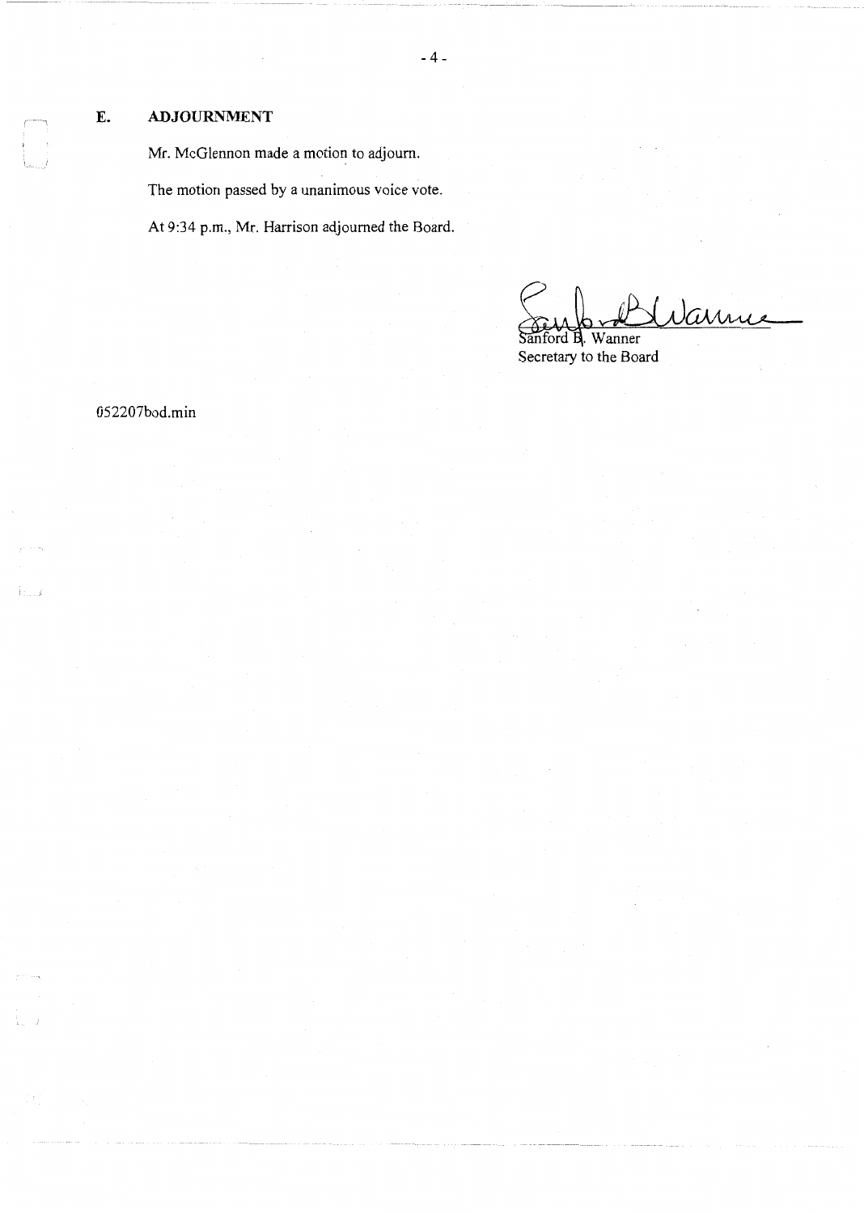## E. ADJOURNMENT

Mr. McGlennon made a motion to adjourn.

The motion passed by a unanimous voice vote.

At 9:34 p.m., Mr. Harrison adjourned the Board.

Sanford B. Wanner
Secretary to the Board

052207bod.min